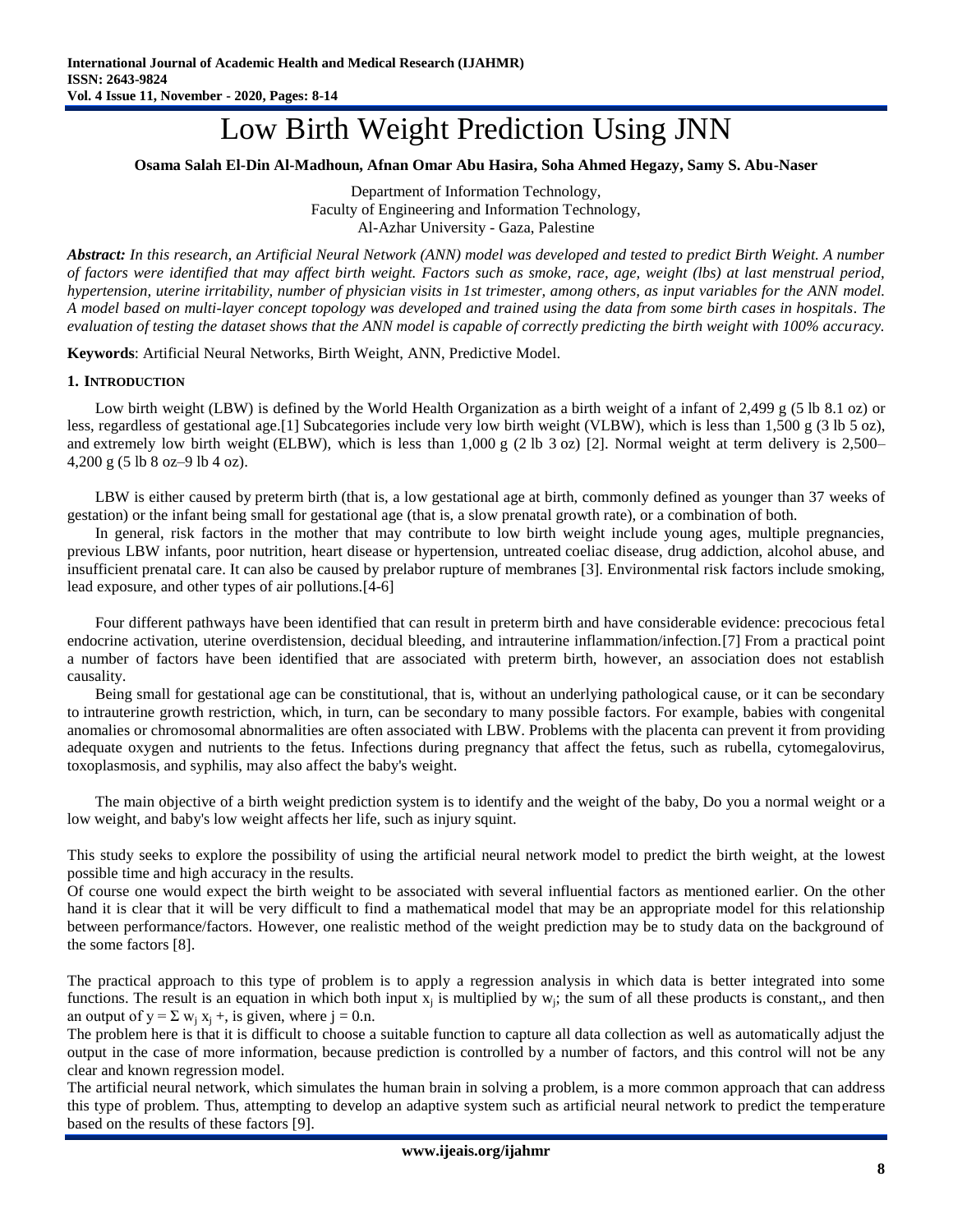# Low Birth Weight Prediction Using JNN

**Osama Salah El-Din Al-Madhoun, Afnan Omar Abu Hasira, Soha Ahmed Hegazy, Samy S. Abu-Naser**

Department of Information Technology,
Faculty of Engineering and Information Technology,
Al-Azhar University - Gaza, Palestine

***Abstract:** In this research, an Artificial Neural Network (ANN) model was developed and tested to predict Birth Weight. A number of factors were identified that may affect birth weight. Factors such as smoke, race, age, weight (lbs) at last menstrual period, hypertension, uterine irritability, number of physician visits in 1st trimester, among others, as input variables for the ANN model. A model based on multi-layer concept topology was developed and trained using the data from some birth cases in hospitals. The evaluation of testing the dataset shows that the ANN model is capable of correctly predicting the birth weight with 100% accuracy.*

**Keywords**: Artificial Neural Networks, Birth Weight, ANN, Predictive Model.

## 1. INTRODUCTION

Low birth weight (LBW) is defined by the World Health Organization as a birth weight of a infant of 2,499 g (5 lb 8.1 oz) or less, regardless of gestational age.[1] Subcategories include very low birth weight (VLBW), which is less than 1,500 g (3 lb 5 oz), and extremely low birth weight (ELBW), which is less than 1,000 g (2 lb 3 oz) [2]. Normal weight at term delivery is 2,500–4,200 g (5 lb 8 oz–9 lb 4 oz).

LBW is either caused by preterm birth (that is, a low gestational age at birth, commonly defined as younger than 37 weeks of gestation) or the infant being small for gestational age (that is, a slow prenatal growth rate), or a combination of both.

In general, risk factors in the mother that may contribute to low birth weight include young ages, multiple pregnancies, previous LBW infants, poor nutrition, heart disease or hypertension, untreated coeliac disease, drug addiction, alcohol abuse, and insufficient prenatal care. It can also be caused by prelabor rupture of membranes [3]. Environmental risk factors include smoking, lead exposure, and other types of air pollutions.[4-6]

Four different pathways have been identified that can result in preterm birth and have considerable evidence: precocious fetal endocrine activation, uterine overdistension, decidual bleeding, and intrauterine inflammation/infection.[7] From a practical point a number of factors have been identified that are associated with preterm birth, however, an association does not establish causality.

Being small for gestational age can be constitutional, that is, without an underlying pathological cause, or it can be secondary to intrauterine growth restriction, which, in turn, can be secondary to many possible factors. For example, babies with congenital anomalies or chromosomal abnormalities are often associated with LBW. Problems with the placenta can prevent it from providing adequate oxygen and nutrients to the fetus. Infections during pregnancy that affect the fetus, such as rubella, cytomegalovirus, toxoplasmosis, and syphilis, may also affect the baby's weight.

The main objective of a birth weight prediction system is to identify and the weight of the baby, Do you a normal weight or a low weight, and baby's low weight affects her life, such as injury squint.

This study seeks to explore the possibility of using the artificial neural network model to predict the birth weight, at the lowest possible time and high accuracy in the results.

Of course one would expect the birth weight to be associated with several influential factors as mentioned earlier. On the other hand it is clear that it will be very difficult to find a mathematical model that may be an appropriate model for this relationship between performance/factors. However, one realistic method of the weight prediction may be to study data on the background of the some factors [8].

The practical approach to this type of problem is to apply a regression analysis in which data is better integrated into some functions. The result is an equation in which both input $x_j$ is multiplied by $w_j$; the sum of all these products is constant,, and then an output of $y = \Sigma\ w_j\ x_j +$, is given, where j = 0.n.

The problem here is that it is difficult to choose a suitable function to capture all data collection as well as automatically adjust the output in the case of more information, because prediction is controlled by a number of factors, and this control will not be any clear and known regression model.

The artificial neural network, which simulates the human brain in solving a problem, is a more common approach that can address this type of problem. Thus, attempting to develop an adaptive system such as artificial neural network to predict the temperature based on the results of these factors [9].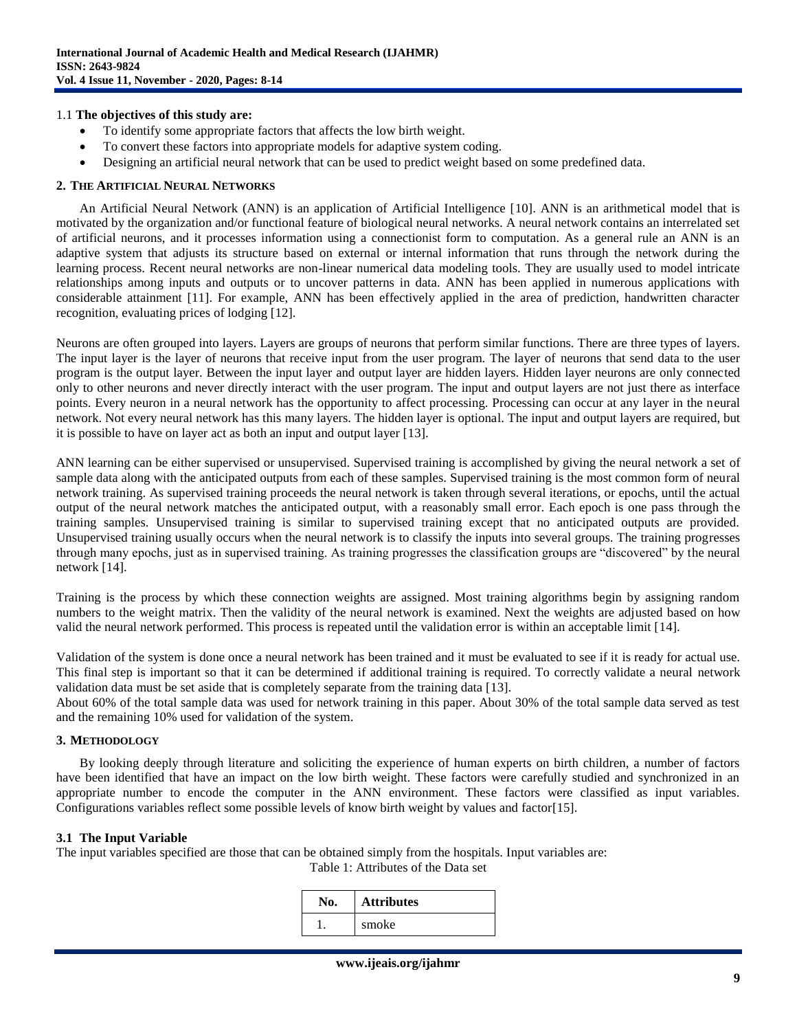1.1 **The objectives of this study are:**

- To identify some appropriate factors that affects the low birth weight.
- To convert these factors into appropriate models for adaptive system coding.
- Designing an artificial neural network that can be used to predict weight based on some predefined data.

## 2. The Artificial Neural Networks

An Artificial Neural Network (ANN) is an application of Artificial Intelligence [10]. ANN is an arithmetical model that is motivated by the organization and/or functional feature of biological neural networks. A neural network contains an interrelated set of artificial neurons, and it processes information using a connectionist form to computation. As a general rule an ANN is an adaptive system that adjusts its structure based on external or internal information that runs through the network during the learning process. Recent neural networks are non-linear numerical data modeling tools. They are usually used to model intricate relationships among inputs and outputs or to uncover patterns in data. ANN has been applied in numerous applications with considerable attainment [11]. For example, ANN has been effectively applied in the area of prediction, handwritten character recognition, evaluating prices of lodging [12].

Neurons are often grouped into layers. Layers are groups of neurons that perform similar functions. There are three types of layers. The input layer is the layer of neurons that receive input from the user program. The layer of neurons that send data to the user program is the output layer. Between the input layer and output layer are hidden layers. Hidden layer neurons are only connected only to other neurons and never directly interact with the user program. The input and output layers are not just there as interface points. Every neuron in a neural network has the opportunity to affect processing. Processing can occur at any layer in the neural network. Not every neural network has this many layers. The hidden layer is optional. The input and output layers are required, but it is possible to have on layer act as both an input and output layer [13].

ANN learning can be either supervised or unsupervised. Supervised training is accomplished by giving the neural network a set of sample data along with the anticipated outputs from each of these samples. Supervised training is the most common form of neural network training. As supervised training proceeds the neural network is taken through several iterations, or epochs, until the actual output of the neural network matches the anticipated output, with a reasonably small error. Each epoch is one pass through the training samples. Unsupervised training is similar to supervised training except that no anticipated outputs are provided. Unsupervised training usually occurs when the neural network is to classify the inputs into several groups. The training progresses through many epochs, just as in supervised training. As training progresses the classification groups are "discovered" by the neural network [14].

Training is the process by which these connection weights are assigned. Most training algorithms begin by assigning random numbers to the weight matrix. Then the validity of the neural network is examined. Next the weights are adjusted based on how valid the neural network performed. This process is repeated until the validation error is within an acceptable limit [14].

Validation of the system is done once a neural network has been trained and it must be evaluated to see if it is ready for actual use. This final step is important so that it can be determined if additional training is required. To correctly validate a neural network validation data must be set aside that is completely separate from the training data [13].

About 60% of the total sample data was used for network training in this paper. About 30% of the total sample data served as test and the remaining 10% used for validation of the system.

## 3. Methodology

By looking deeply through literature and soliciting the experience of human experts on birth children, a number of factors have been identified that have an impact on the low birth weight. These factors were carefully studied and synchronized in an appropriate number to encode the computer in the ANN environment. These factors were classified as input variables. Configurations variables reflect some possible levels of know birth weight by values and factor[15].

### 3.1 The Input Variable

The input variables specified are those that can be obtained simply from the hospitals. Input variables are:

Table 1: Attributes of the Data set

| No. | Attributes |
|---|---|
| 1. | smoke |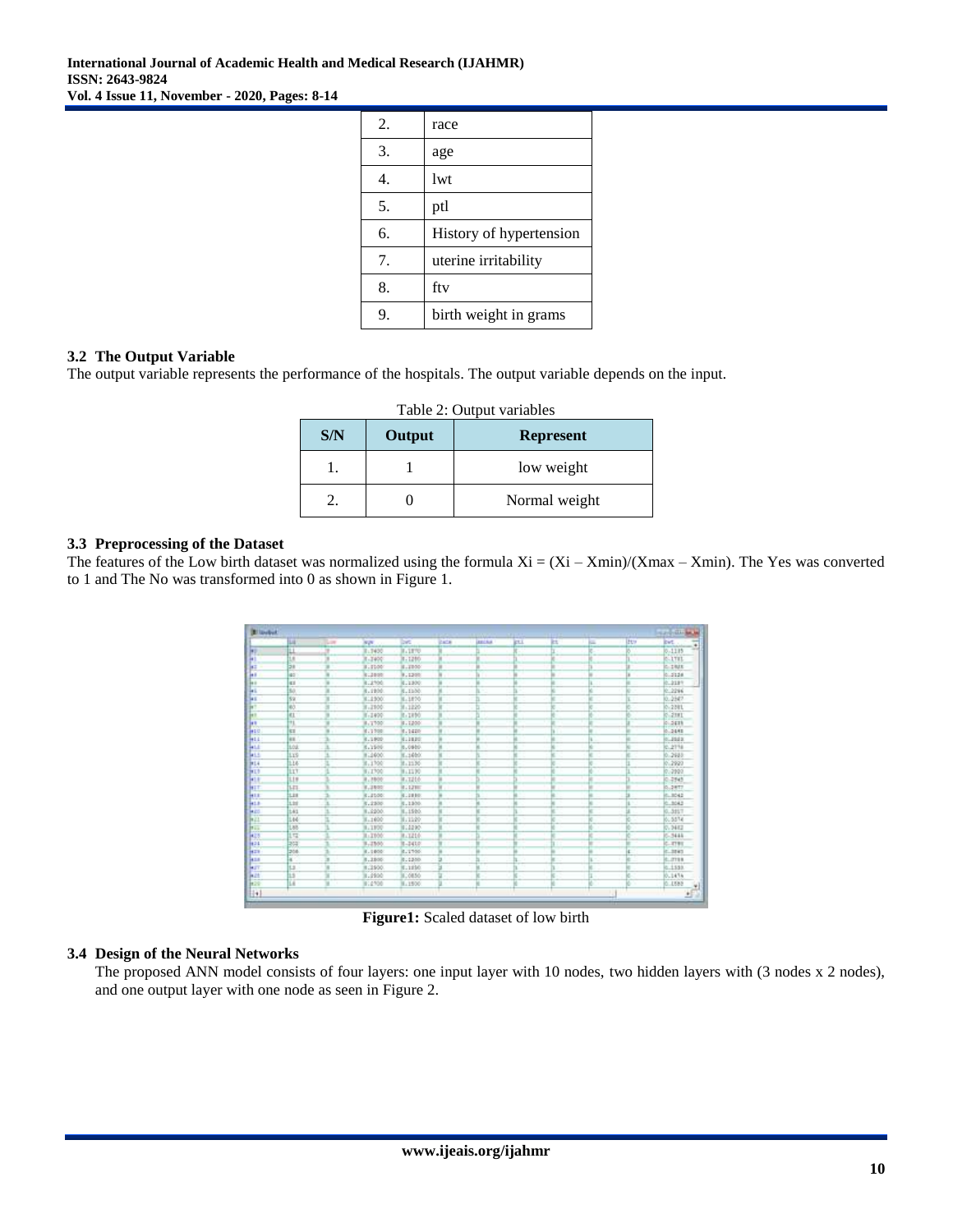| | |
|---|---|
| 2. | race |
| 3. | age |
| 4. | lwt |
| 5. | ptl |
| 6. | History of hypertension |
| 7. | uterine irritability |
| 8. | ftv |
| 9. | birth weight in grams |

### 3.2 The Output Variable

The output variable represents the performance of the hospitals. The output variable depends on the input.

Table 2: Output variables

| S/N | Output | Represent |
|---|---|---|
| 1. | 1 | low weight |
| 2. | 0 | Normal weight |

### 3.3 Preprocessing of the Dataset

The features of the Low birth dataset was normalized using the formula $Xi = (Xi – Xmin)/(Xmax – Xmin)$. The Yes was converted to 1 and The No was transformed into 0 as shown in Figure 1.

**Figure1:** Scaled dataset of low birth

### 3.4 Design of the Neural Networks

The proposed ANN model consists of four layers: one input layer with 10 nodes, two hidden layers with (3 nodes x 2 nodes), and one output layer with one node as seen in Figure 2.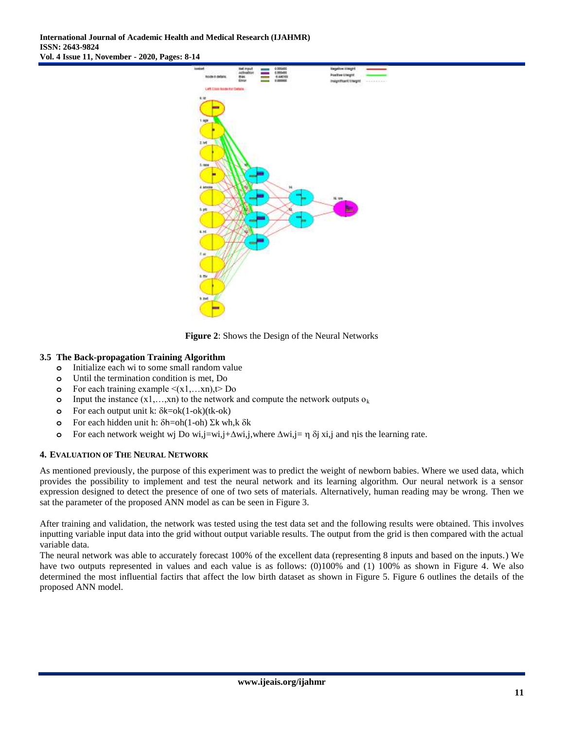Figure 2: Shows the Design of the Neural Networks

### 3.5 The Back-propagation Training Algorithm

- Initialize each wi to some small random value
- Until the termination condition is met, Do
- For each training example $<(x1,\ldots xn),t>$ Do
- Input the instance $(x1,\ldots,xn)$ to the network and compute the network outputs $o_k$
- For each output unit k: $\delta k=ok(1-ok)(tk-ok)$
- For each hidden unit h: $\delta h=oh(1-oh)\ \Sigma k\ wh,k\ \delta k$
- For each network weight wj Do $wi,j=wi,j+\Delta wi,j$,where $\Delta wi,j= \eta\ \delta j\ xi,j$ and $\eta$is the learning rate.

## 4. Evaluation of The Neural Network

As mentioned previously, the purpose of this experiment was to predict the weight of newborn babies. Where we used data, which provides the possibility to implement and test the neural network and its learning algorithm. Our neural network is a sensor expression designed to detect the presence of one of two sets of materials. Alternatively, human reading may be wrong. Then we sat the parameter of the proposed ANN model as can be seen in Figure 3.

After training and validation, the network was tested using the test data set and the following results were obtained. This involves inputting variable input data into the grid without output variable results. The output from the grid is then compared with the actual variable data.

The neural network was able to accurately forecast 100% of the excellent data (representing 8 inputs and based on the inputs.) We have two outputs represented in values and each value is as follows: (0)100% and (1) 100% as shown in Figure 4. We also determined the most influential factirs that affect the low birth dataset as shown in Figure 5. Figure 6 outlines the details of the proposed ANN model.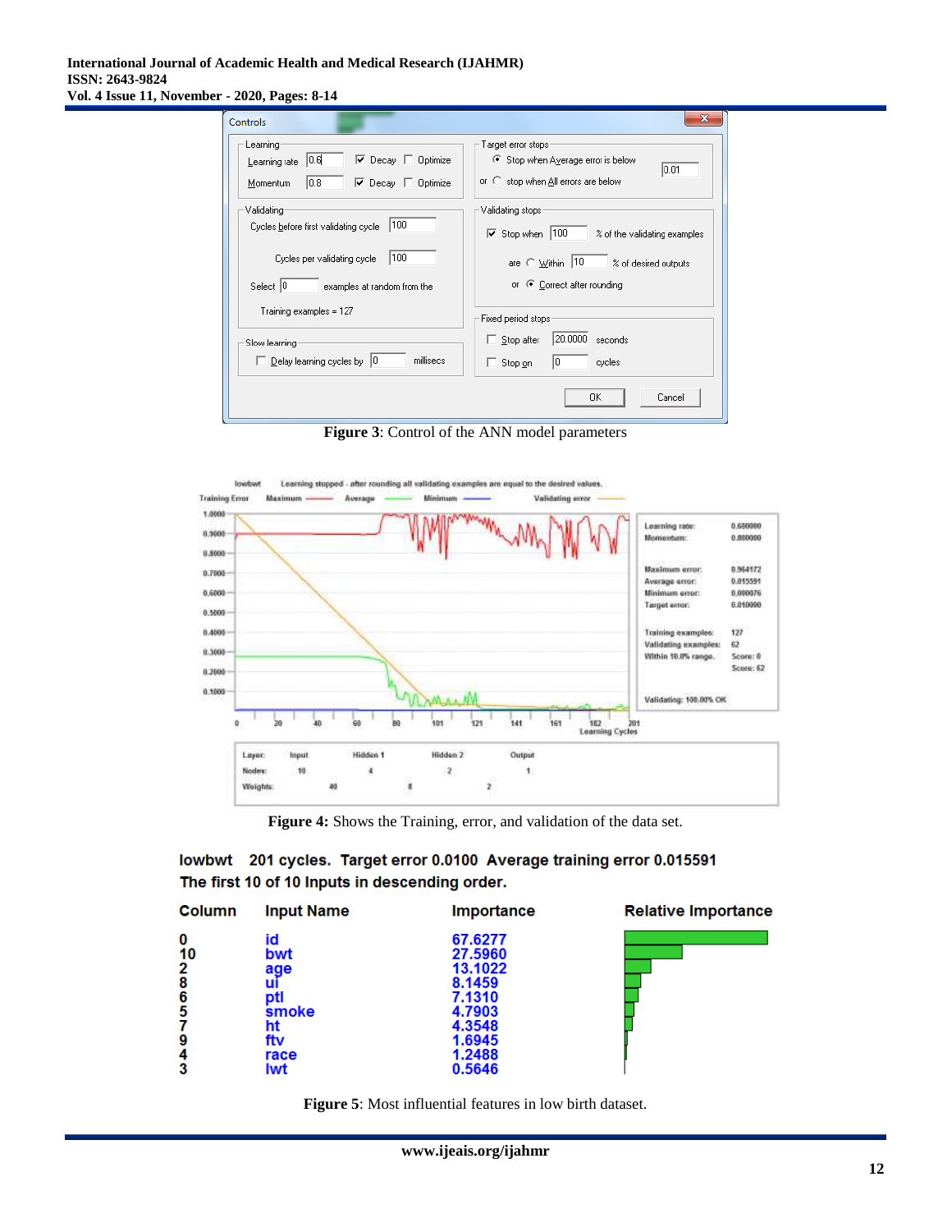**Figure 3**: Control of the ANN model parameters

**Figure 4:** Shows the Training, error, and validation of the data set.

**lowbwt 201 cycles. Target error 0.0100 Average training error 0.015591**
**The first 10 of 10 Inputs in descending order.**

| Column | Input Name | Importance | Relative Importance |
|---|---|---|---|
| 0 | id | 67.6277 | |
| 10 | bwt | 27.5960 | |
| 2 | age | 13.1022 | |
| 8 | ui | 8.1459 | |
| 6 | ptl | 7.1310 | |
| 5 | smoke | 4.7903 | |
| 7 | ht | 4.3548 | |
| 9 | ftv | 1.6945 | |
| 4 | race | 1.2488 | |
| 3 | lwt | 0.5646 | |

**Figure 5**: Most influential features in low birth dataset.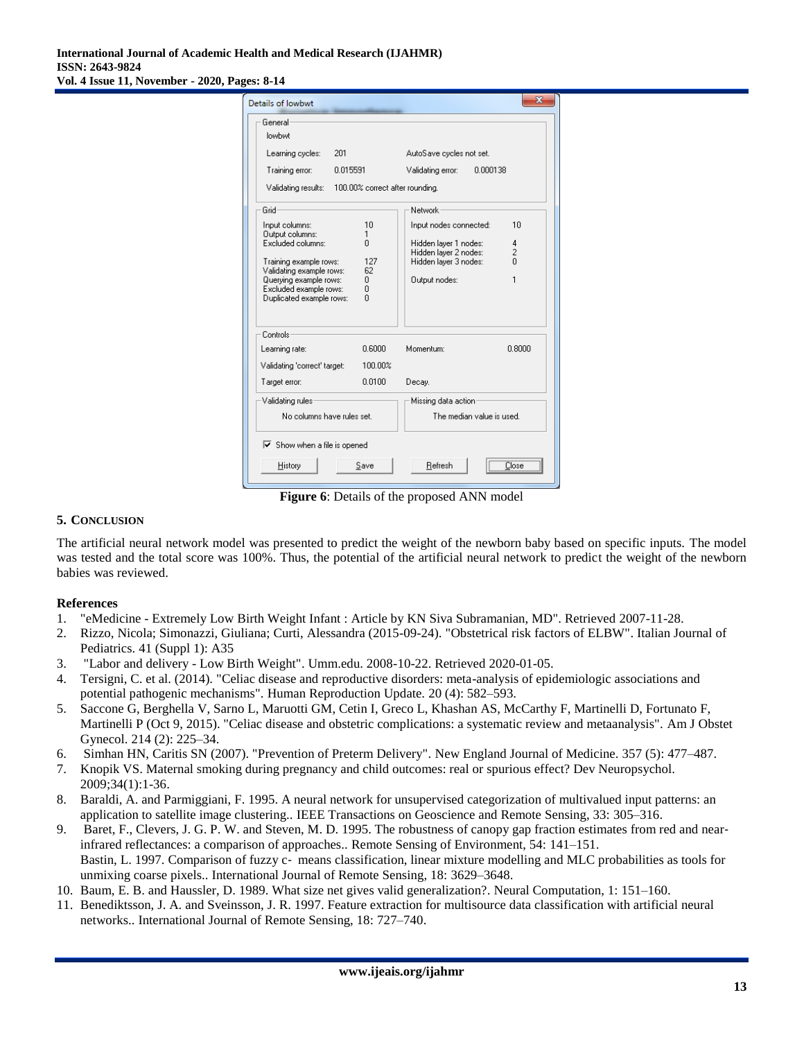**Figure 6**: Details of the proposed ANN model

## 5. CONCLUSION

The artificial neural network model was presented to predict the weight of the newborn baby based on specific inputs. The model was tested and the total score was 100%. Thus, the potential of the artificial neural network to predict the weight of the newborn babies was reviewed.

### References

1. "eMedicine - Extremely Low Birth Weight Infant : Article by KN Siva Subramanian, MD". Retrieved 2007-11-28.
2. Rizzo, Nicola; Simonazzi, Giuliana; Curti, Alessandra (2015-09-24). "Obstetrical risk factors of ELBW". Italian Journal of Pediatrics. 41 (Suppl 1): A35
3. "Labor and delivery - Low Birth Weight". Umm.edu. 2008-10-22. Retrieved 2020-01-05.
4. Tersigni, C. et al. (2014). "Celiac disease and reproductive disorders: meta-analysis of epidemiologic associations and potential pathogenic mechanisms". Human Reproduction Update. 20 (4): 582–593.
5. Saccone G, Berghella V, Sarno L, Maruotti GM, Cetin I, Greco L, Khashan AS, McCarthy F, Martinelli D, Fortunato F, Martinelli P (Oct 9, 2015). "Celiac disease and obstetric complications: a systematic review and metaanalysis". Am J Obstet Gynecol. 214 (2): 225–34.
6. Simhan HN, Caritis SN (2007). "Prevention of Preterm Delivery". New England Journal of Medicine. 357 (5): 477–487.
7. Knopik VS. Maternal smoking during pregnancy and child outcomes: real or spurious effect? Dev Neuropsychol. 2009;34(1):1-36.
8. Baraldi, A. and Parmiggiani, F. 1995. A neural network for unsupervised categorization of multivalued input patterns: an application to satellite image clustering.. IEEE Transactions on Geoscience and Remote Sensing, 33: 305–316.
9. Baret, F., Clevers, J. G. P. W. and Steven, M. D. 1995. The robustness of canopy gap fraction estimates from red and near-infrared reflectances: a comparison of approaches.. Remote Sensing of Environment, 54: 141–151.
   Bastin, L. 1997. Comparison of fuzzy c- means classification, linear mixture modelling and MLC probabilities as tools for unmixing coarse pixels.. International Journal of Remote Sensing, 18: 3629–3648.
10. Baum, E. B. and Haussler, D. 1989. What size net gives valid generalization?. Neural Computation, 1: 151–160.
11. Benediktsson, J. A. and Sveinsson, J. R. 1997. Feature extraction for multisource data classification with artificial neural networks.. International Journal of Remote Sensing, 18: 727–740.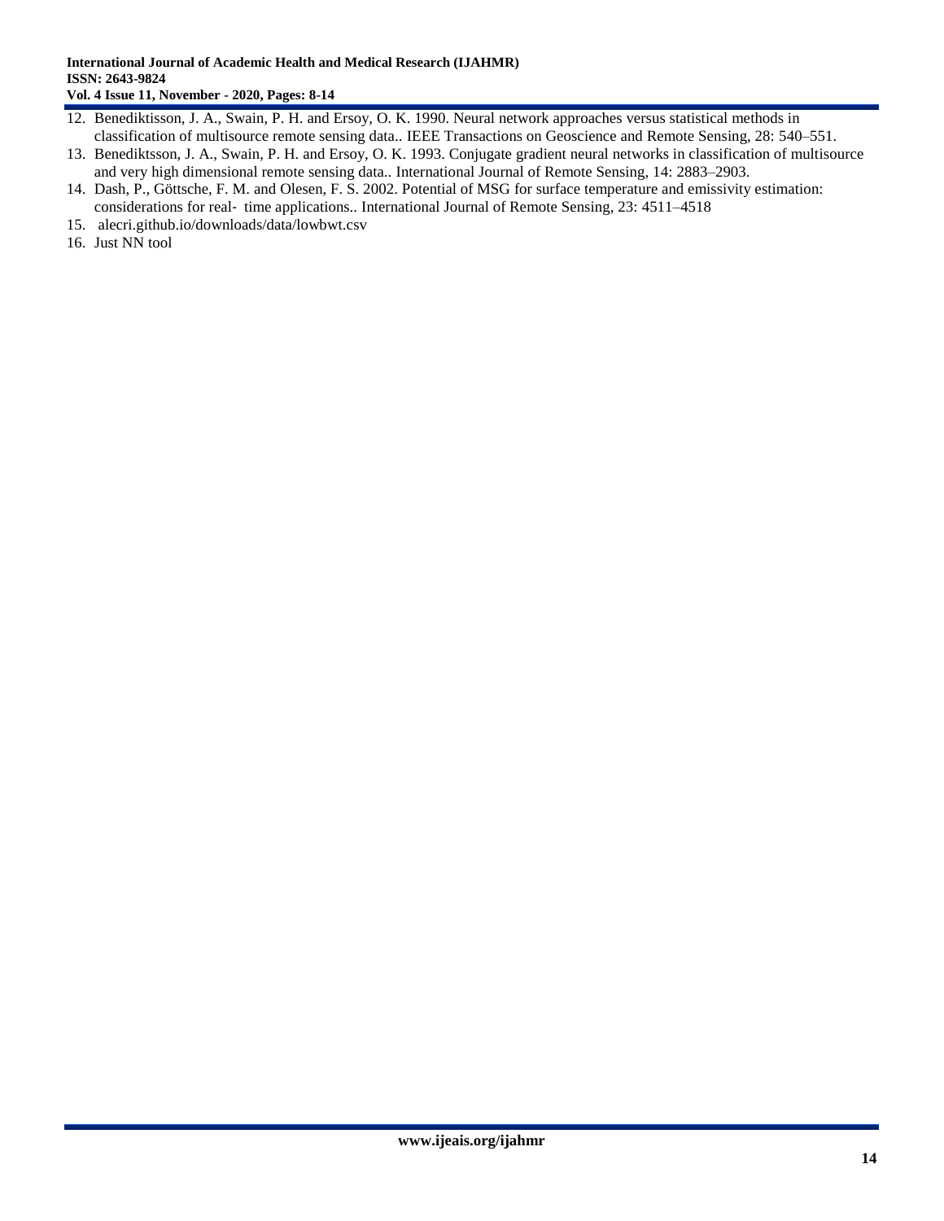12. Benediktisson, J. A., Swain, P. H. and Ersoy, O. K. 1990. Neural network approaches versus statistical methods in classification of multisource remote sensing data.. IEEE Transactions on Geoscience and Remote Sensing, 28: 540–551.
13. Benediktsson, J. A., Swain, P. H. and Ersoy, O. K. 1993. Conjugate gradient neural networks in classification of multisource and very high dimensional remote sensing data.. International Journal of Remote Sensing, 14: 2883–2903.
14. Dash, P., Göttsche, F. M. and Olesen, F. S. 2002. Potential of MSG for surface temperature and emissivity estimation: considerations for real‐ time applications.. International Journal of Remote Sensing, 23: 4511–4518
15. alecri.github.io/downloads/data/lowbwt.csv
16. Just NN tool